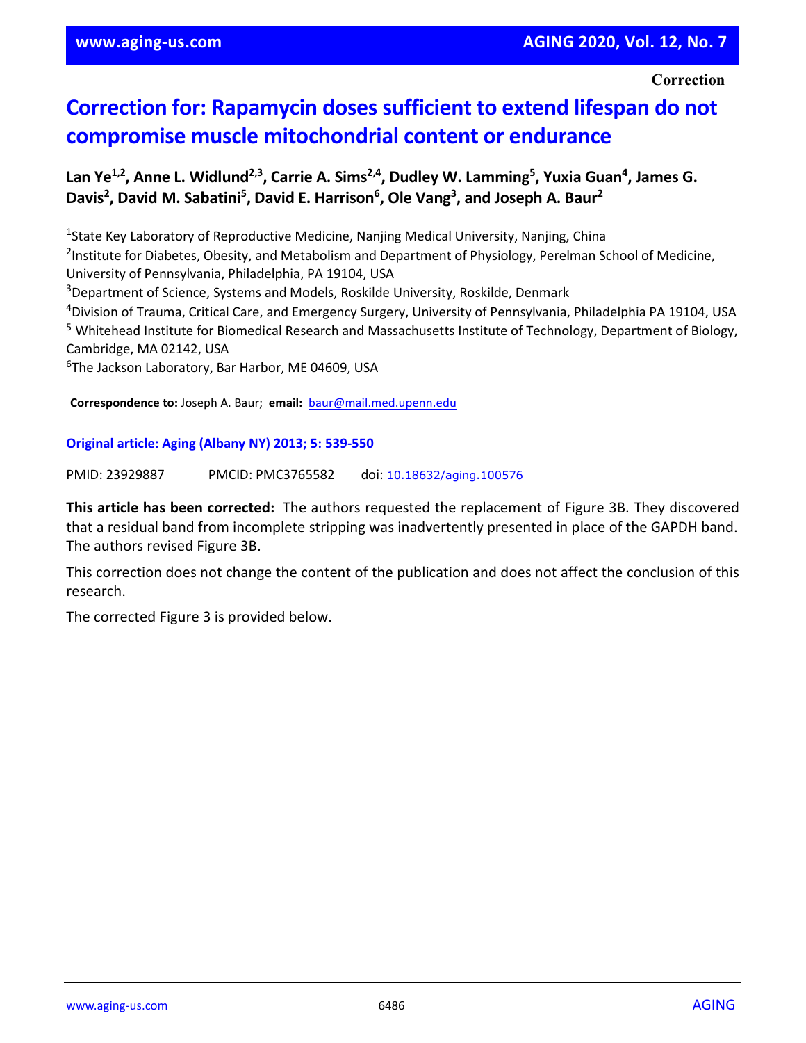**Correction**

# Correction for: Rapamycin doses sufficient to extend lifespan do not compromise muscle mitochondrial content or endurance

**Lan Ye[1,2], Anne L. Widlund[2,3], Carrie A. Sims[2,4], Dudley W. Lamming[5], Yuxia Guan[4], James G. Davis[2], David M. Sabatini[5], David E. Harrison[6], Ole Vang[3], and Joseph A. Baur[2]**

[1]State Key Laboratory of Reproductive Medicine, Nanjing Medical University, Nanjing, China
[2]Institute for Diabetes, Obesity, and Metabolism and Department of Physiology, Perelman School of Medicine, University of Pennsylvania, Philadelphia, PA 19104, USA
[3]Department of Science, Systems and Models, Roskilde University, Roskilde, Denmark
[4]Division of Trauma, Critical Care, and Emergency Surgery, University of Pennsylvania, Philadelphia PA 19104, USA
[5] Whitehead Institute for Biomedical Research and Massachusetts Institute of Technology, Department of Biology, Cambridge, MA 02142, USA
[6]The Jackson Laboratory, Bar Harbor, ME 04609, USA

**Correspondence to:** Joseph A. Baur; **email:** baur@mail.med.upenn.edu

**Original article: Aging (Albany NY) 2013; 5: 539-550**

PMID: 23929887 PMCID: PMC3765582 doi: 10.18632/aging.100576

**This article has been corrected:** The authors requested the replacement of Figure 3B. They discovered that a residual band from incomplete stripping was inadvertently presented in place of the GAPDH band. The authors revised Figure 3B.

This correction does not change the content of the publication and does not affect the conclusion of this research.

The corrected Figure 3 is provided below.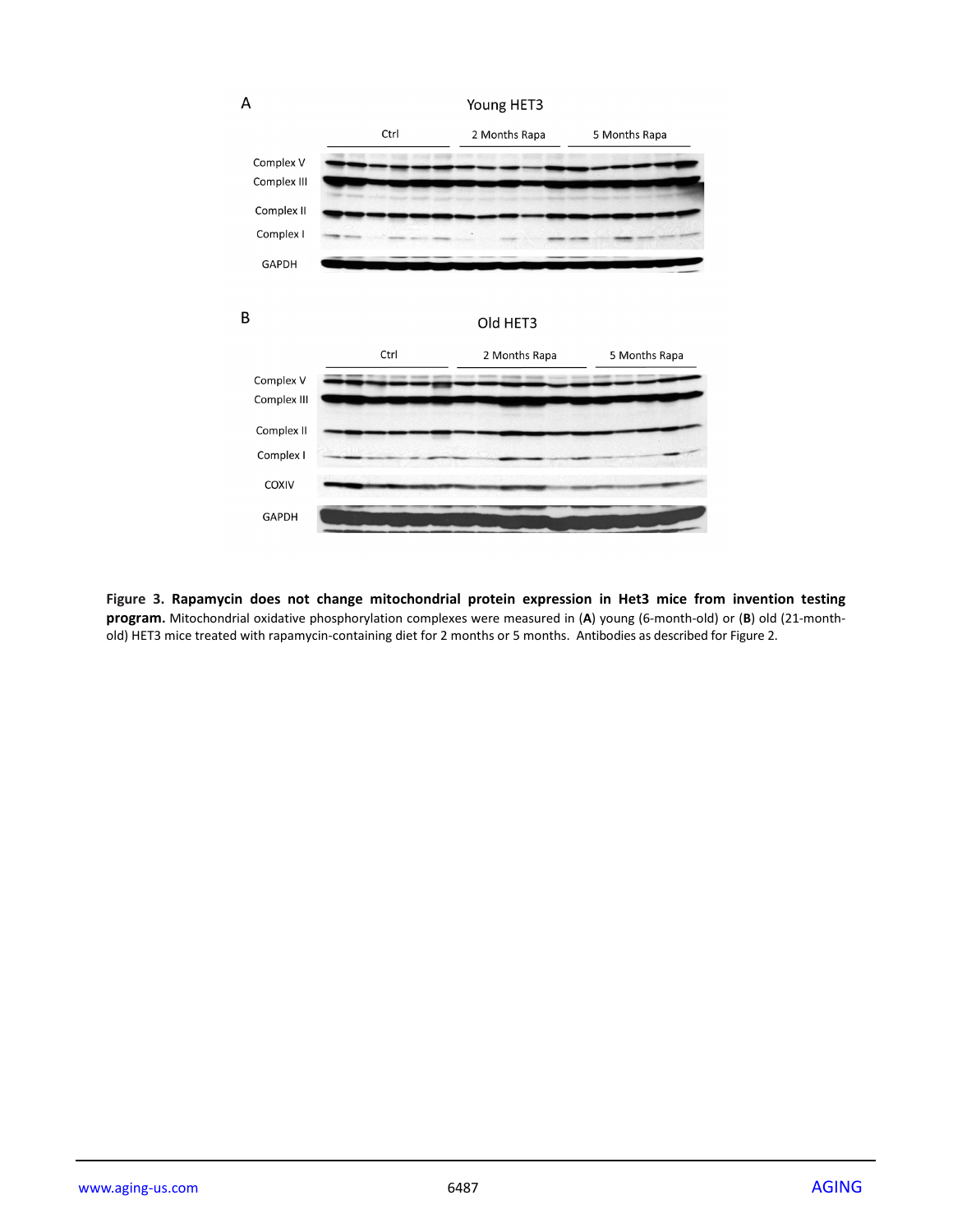A

Young HET3

Ctrl

2 Months Rapa

5 Months Rapa

Complex V

Complex III

Complex II

Complex I

GAPDH

B

Old HET3

Ctrl

2 Months Rapa

5 Months Rapa

Complex V

Complex III

Complex II

Complex I

COXIV

GAPDH

**Figure 3. Rapamycin does not change mitochondrial protein expression in Het3 mice from invention testing program.** Mitochondrial oxidative phosphorylation complexes were measured in (**A**) young (6-month-old) or (**B**) old (21-month-old) HET3 mice treated with rapamycin-containing diet for 2 months or 5 months. Antibodies as described for Figure 2.